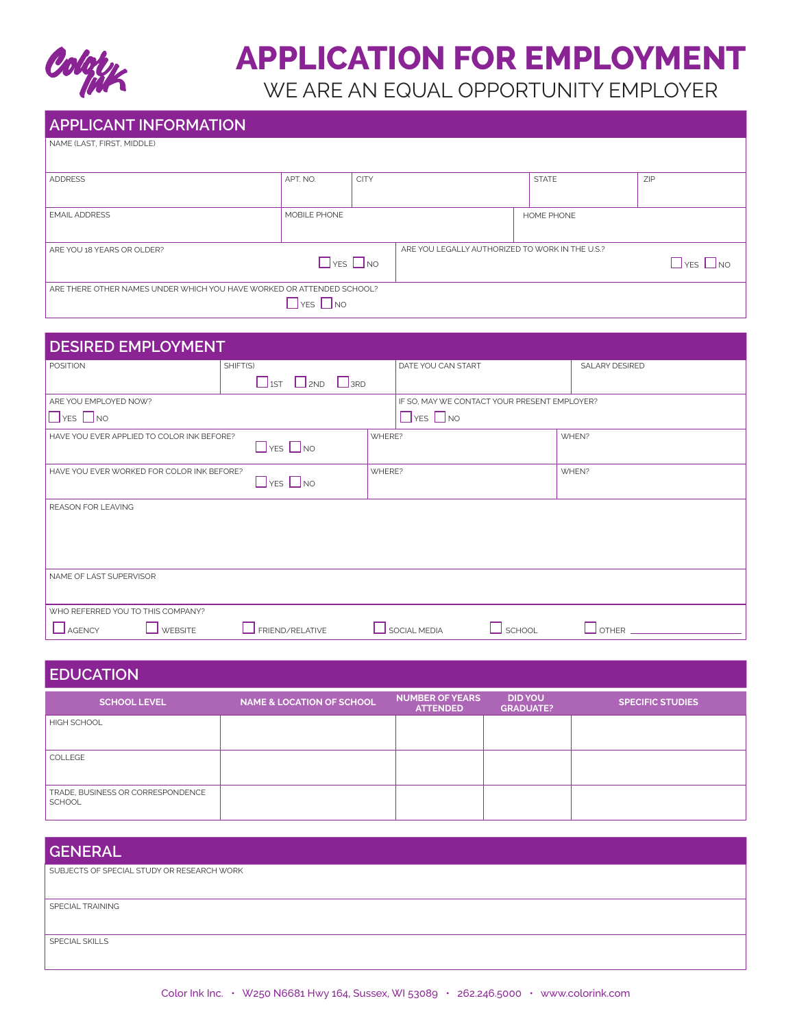# APPLICATION FOR EMPLOYMENT

WE ARE AN EQUAL OPPORTUNITY EMPLOYER

## APPLICANT INFORMATION

NAME (LAST, FIRST, MIDDLE)

| ADDRESS | APT. NO. | CITY | STATE | ZIP |
|---|---|---|---|---|
| | | | | |

| EMAIL ADDRESS | MOBILE PHONE | HOME PHONE |
|---|---|---|
| | | |

ARE YOU 18 YEARS OR OLDER? ☐ YES ☐ NO

ARE YOU LEGALLY AUTHORIZED TO WORK IN THE U.S.? ☐ YES ☐ NO

ARE THERE OTHER NAMES UNDER WHICH YOU HAVE WORKED OR ATTENDED SCHOOL? ☐ YES ☐ NO

## DESIRED EMPLOYMENT

| POSITION | SHIFT(S) | DATE YOU CAN START | SALARY DESIRED |
|---|---|---|---|
| | ☐ 1ST ☐ 2ND ☐ 3RD | | |

ARE YOU EMPLOYED NOW? ☐ YES ☐ NO

IF SO, MAY WE CONTACT YOUR PRESENT EMPLOYER? ☐ YES ☐ NO

| | WHERE? | WHEN? |
|---|---|---|
| HAVE YOU EVER APPLIED TO COLOR INK BEFORE? ☐ YES ☐ NO | | |
| HAVE YOU EVER WORKED FOR COLOR INK BEFORE? ☐ YES ☐ NO | | |

REASON FOR LEAVING

NAME OF LAST SUPERVISOR

WHO REFERRED YOU TO THIS COMPANY?

☐ AGENCY ☐ WEBSITE ☐ FRIEND/RELATIVE ☐ SOCIAL MEDIA ☐ SCHOOL ☐ OTHER ____________

## EDUCATION

| SCHOOL LEVEL | NAME & LOCATION OF SCHOOL | NUMBER OF YEARS ATTENDED | DID YOU GRADUATE? | SPECIFIC STUDIES |
|---|---|---|---|---|
| HIGH SCHOOL | | | | |
| COLLEGE | | | | |
| TRADE, BUSINESS OR CORRESPONDENCE SCHOOL | | | | |

## GENERAL

SUBJECTS OF SPECIAL STUDY OR RESEARCH WORK

SPECIAL TRAINING

SPECIAL SKILLS

Color Ink Inc. • W250 N6681 Hwy 164, Sussex, WI 53089 • 262.246.5000 • www.colorink.com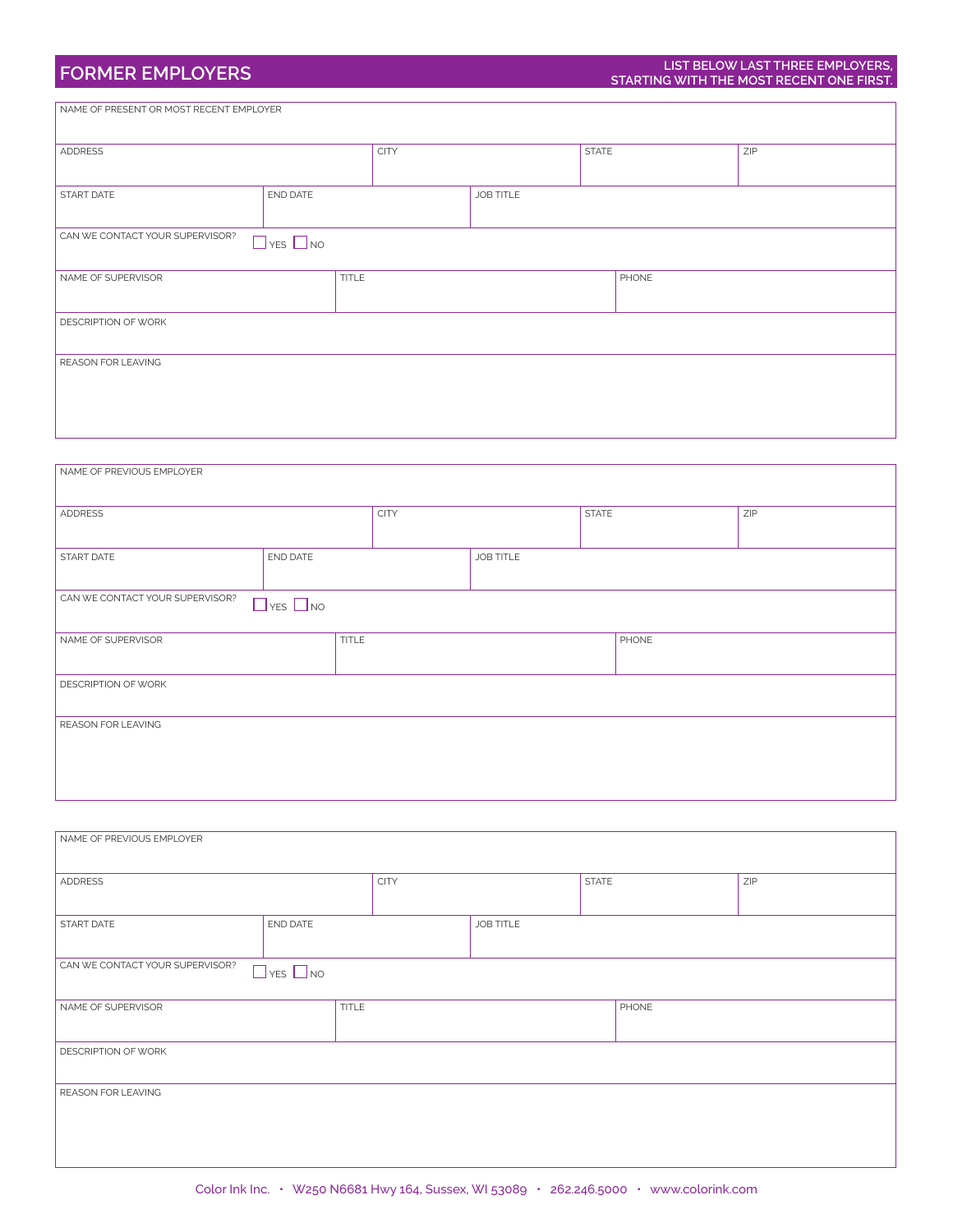## FORMER EMPLOYERS

**LIST BELOW LAST THREE EMPLOYERS, STARTING WITH THE MOST RECENT ONE FIRST.**

| NAME OF PRESENT OR MOST RECENT EMPLOYER | | | | | |
|---|---|---|---|---|---|
| ADDRESS | | CITY | | STATE | ZIP |
| START DATE | END DATE | | JOB TITLE | | |
| CAN WE CONTACT YOUR SUPERVISOR? ☐ YES ☐ NO | | | | | |
| NAME OF SUPERVISOR | | TITLE | | PHONE | |
| DESCRIPTION OF WORK | | | | | |
| REASON FOR LEAVING | | | | | |

| NAME OF PREVIOUS EMPLOYER | | | | | |
|---|---|---|---|---|---|
| ADDRESS | | CITY | | STATE | ZIP |
| START DATE | END DATE | | JOB TITLE | | |
| CAN WE CONTACT YOUR SUPERVISOR? ☐ YES ☐ NO | | | | | |
| NAME OF SUPERVISOR | | TITLE | | PHONE | |
| DESCRIPTION OF WORK | | | | | |
| REASON FOR LEAVING | | | | | |

| NAME OF PREVIOUS EMPLOYER | | | | | |
|---|---|---|---|---|---|
| ADDRESS | | CITY | | STATE | ZIP |
| START DATE | END DATE | | JOB TITLE | | |
| CAN WE CONTACT YOUR SUPERVISOR? ☐ YES ☐ NO | | | | | |
| NAME OF SUPERVISOR | | TITLE | | PHONE | |
| DESCRIPTION OF WORK | | | | | |
| REASON FOR LEAVING | | | | | |

Color Ink Inc. • W250 N6681 Hwy 164, Sussex, WI 53089 • 262.246.5000 • www.colorink.com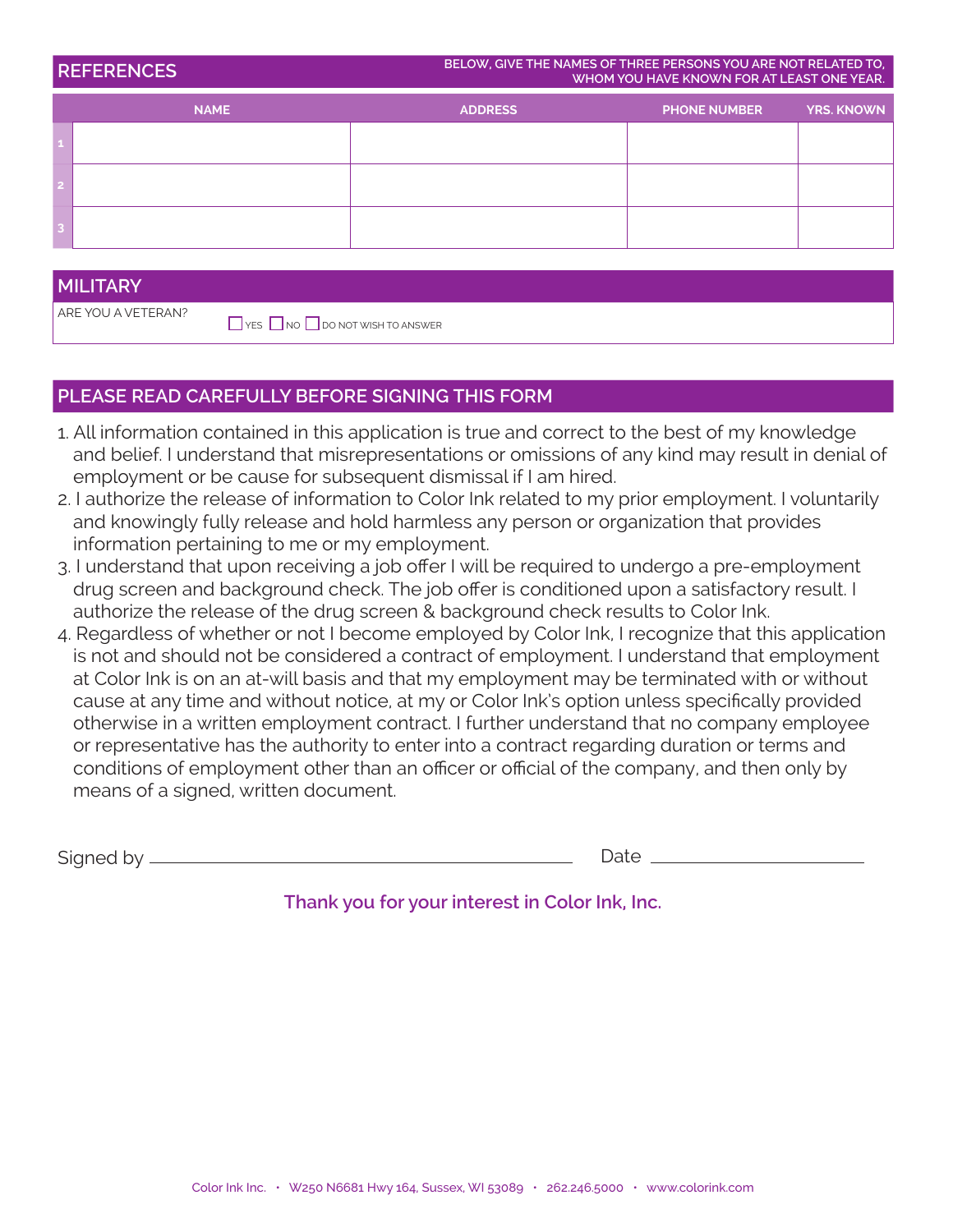## REFERENCES

BELOW, GIVE THE NAMES OF THREE PERSONS YOU ARE NOT RELATED TO, WHOM YOU HAVE KNOWN FOR AT LEAST ONE YEAR.

| | NAME | ADDRESS | PHONE NUMBER | YRS. KNOWN |
|---|---|---|---|---|
| 1 | | | | |
| 2 | | | | |
| 3 | | | | |

## MILITARY

ARE YOU A VETERAN? ☐ YES ☐ NO ☐ DO NOT WISH TO ANSWER

## PLEASE READ CAREFULLY BEFORE SIGNING THIS FORM

1. All information contained in this application is true and correct to the best of my knowledge and belief. I understand that misrepresentations or omissions of any kind may result in denial of employment or be cause for subsequent dismissal if I am hired.
2. I authorize the release of information to Color Ink related to my prior employment. I voluntarily and knowingly fully release and hold harmless any person or organization that provides information pertaining to me or my employment.
3. I understand that upon receiving a job offer I will be required to undergo a pre-employment drug screen and background check. The job offer is conditioned upon a satisfactory result. I authorize the release of the drug screen & background check results to Color Ink.
4. Regardless of whether or not I become employed by Color Ink, I recognize that this application is not and should not be considered a contract of employment. I understand that employment at Color Ink is on an at-will basis and that my employment may be terminated with or without cause at any time and without notice, at my or Color Ink's option unless specifically provided otherwise in a written employment contract. I further understand that no company employee or representative has the authority to enter into a contract regarding duration or terms and conditions of employment other than an officer or official of the company, and then only by means of a signed, written document.

Signed by ______________________________ Date ________________

**Thank you for your interest in Color Ink, Inc.**

Color Ink Inc. • W250 N6681 Hwy 164, Sussex, WI 53089 • 262.246.5000 • www.colorink.com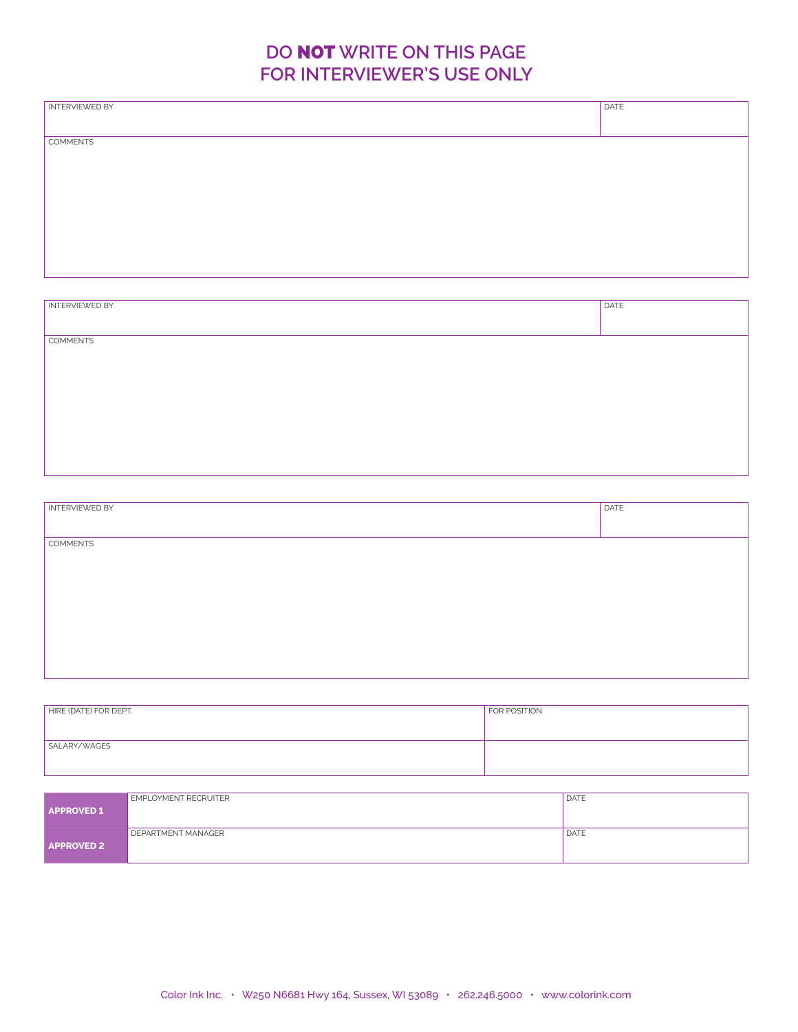# DO **NOT** WRITE ON THIS PAGE
# FOR INTERVIEWER'S USE ONLY

| INTERVIEWED BY | DATE |
|---|---|
| COMMENTS | |

| INTERVIEWED BY | DATE |
|---|---|
| COMMENTS | |

| INTERVIEWED BY | DATE |
|---|---|
| COMMENTS | |

| HIRE (DATE) FOR DEPT. | FOR POSITION |
|---|---|
| SALARY/WAGES | |

| | | |
|---|---|---|
| **APPROVED 1** | EMPLOYMENT RECRUITER | DATE |
| **APPROVED 2** | DEPARTMENT MANAGER | DATE |

Color Ink Inc. • W250 N6681 Hwy 164, Sussex, WI 53089 • 262.246.5000 • www.colorink.com